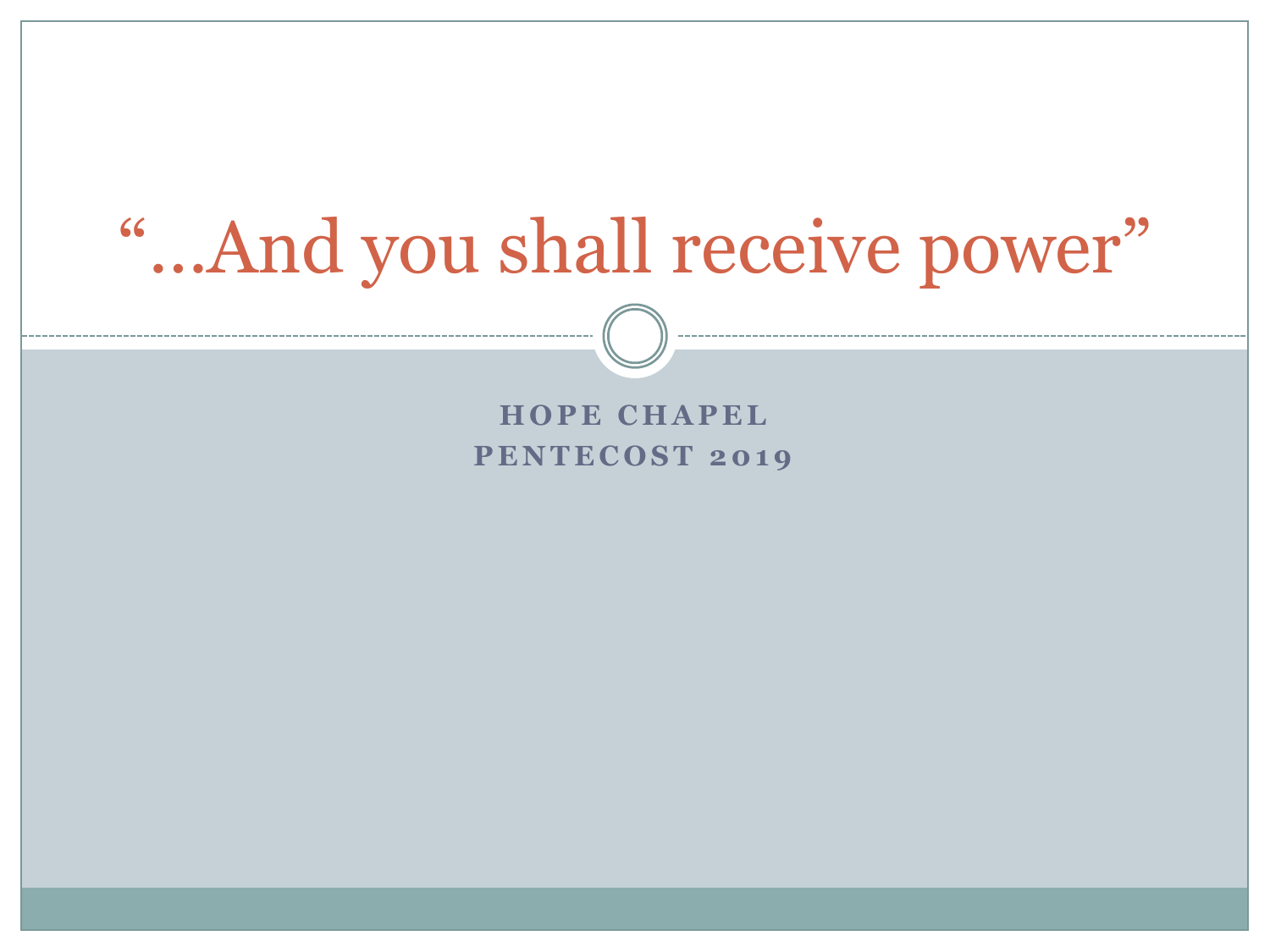# "...And you shall receive power"

**HOPE CHAPEL**
**PENTECOST 2019**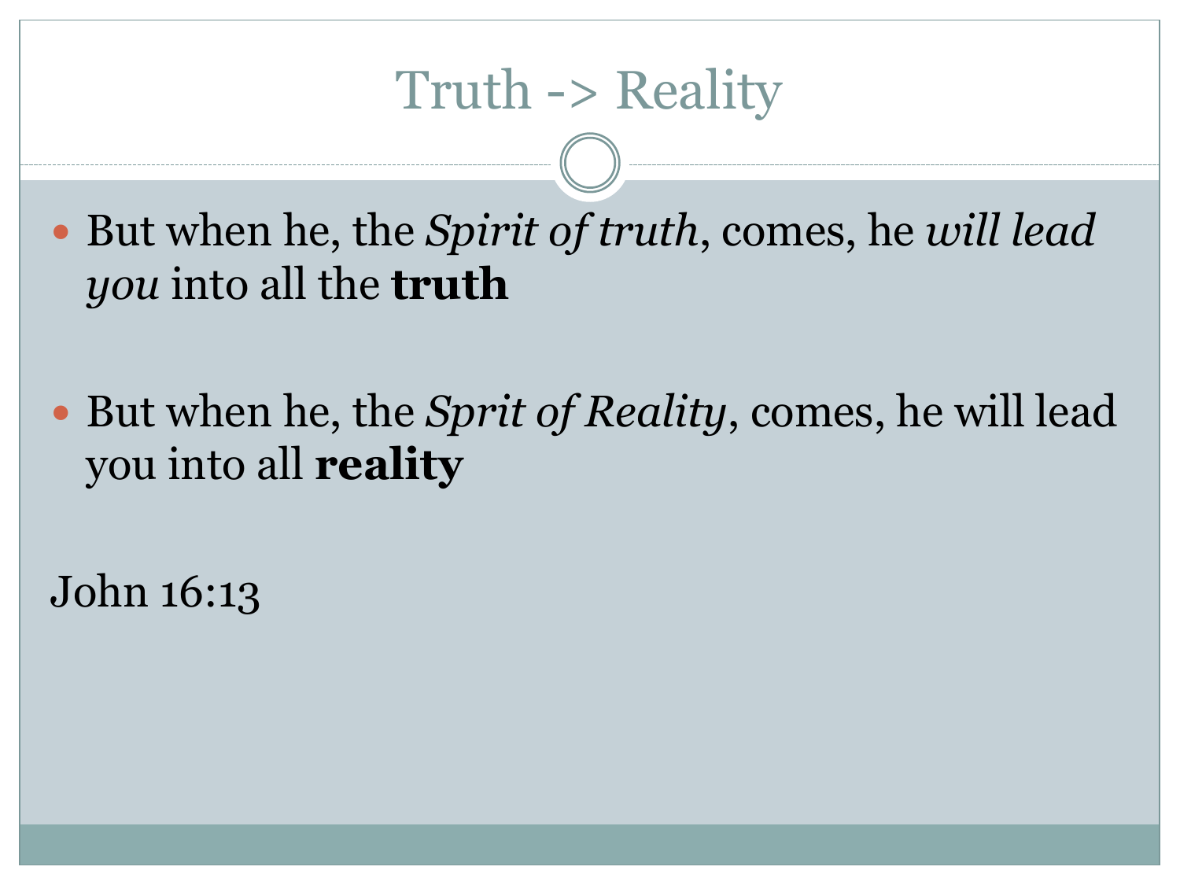# Truth -> Reality

- But when he, the *Spirit of truth*, comes, he *will lead you* into all the **truth**

- But when he, the *Sprit of Reality*, comes, he will lead you into all **reality**

John 16:13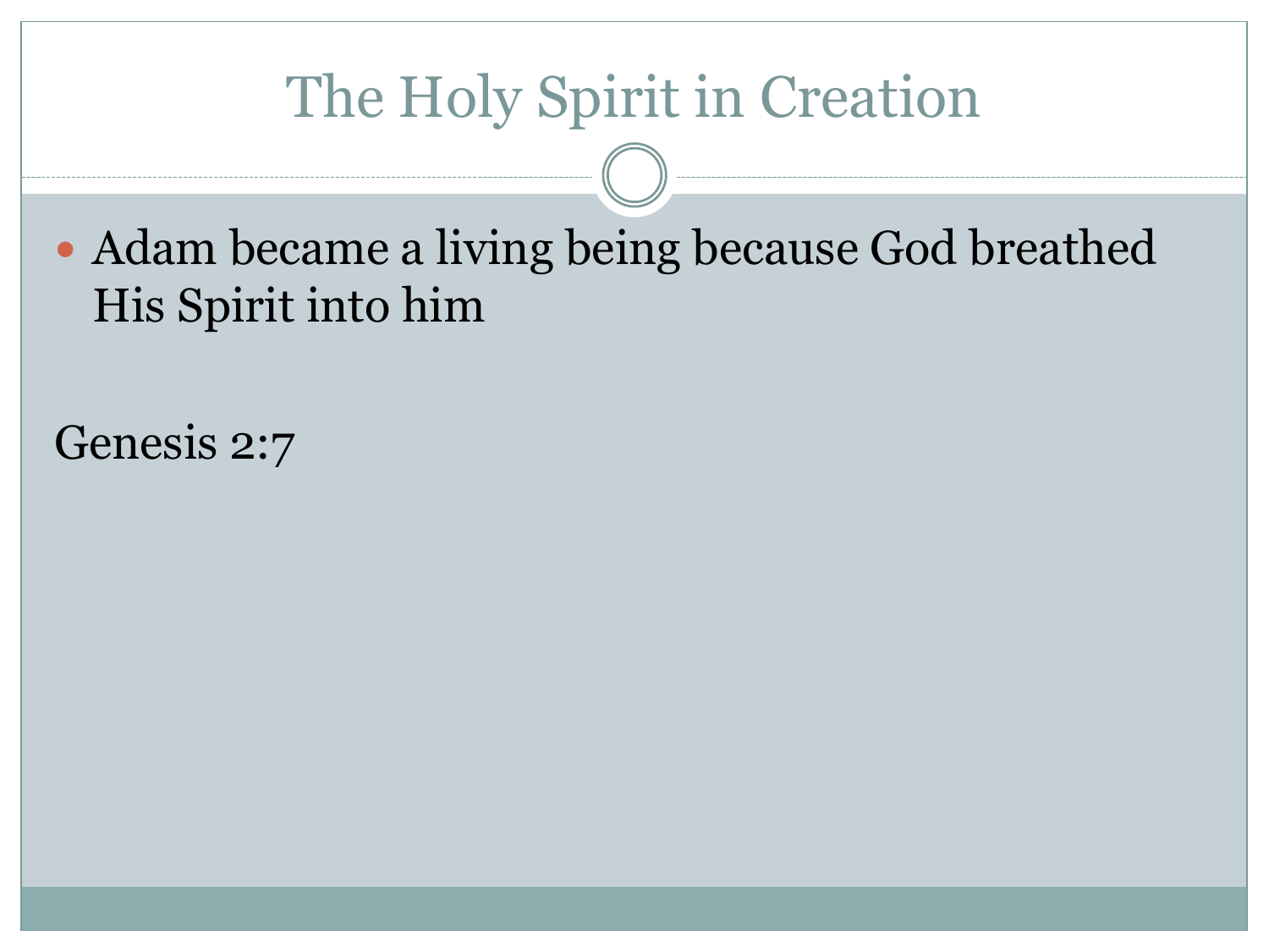# The Holy Spirit in Creation

- Adam became a living being because God breathed His Spirit into him

Genesis 2:7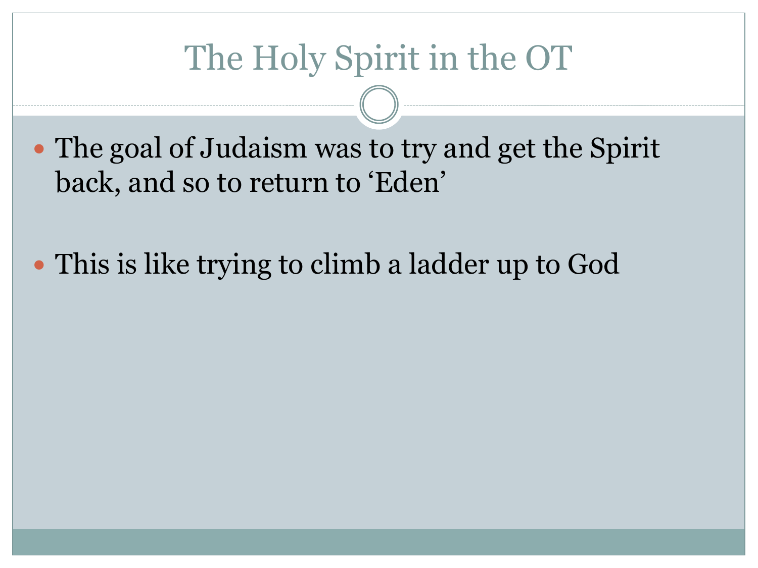# The Holy Spirit in the OT

- The goal of Judaism was to try and get the Spirit back, and so to return to ‘Eden’

- This is like trying to climb a ladder up to God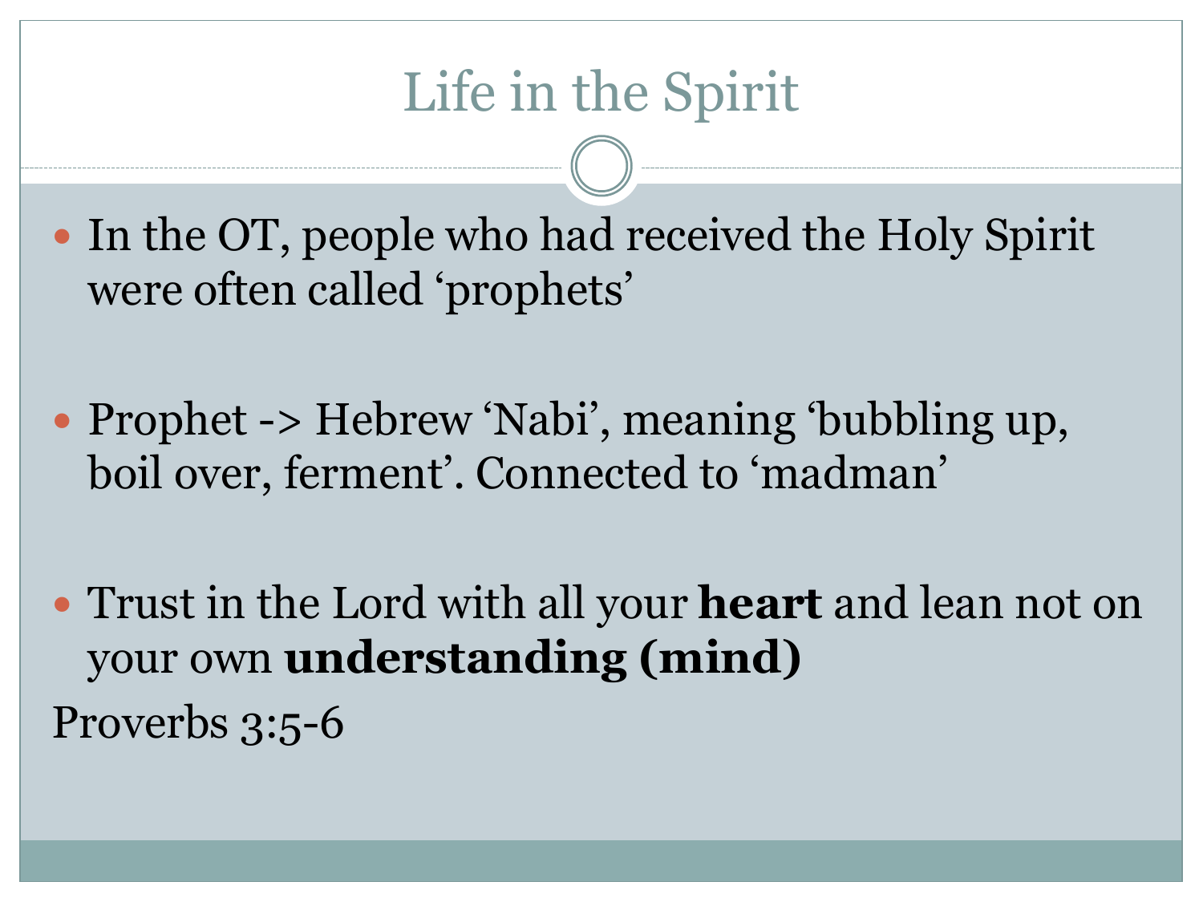# Life in the Spirit

- In the OT, people who had received the Holy Spirit were often called ‘prophets’

- Prophet -> Hebrew ‘Nabi’, meaning ‘bubbling up, boil over, ferment’. Connected to ‘madman’

- Trust in the Lord with all your **heart** and lean not on your own **understanding (mind)**

Proverbs 3:5-6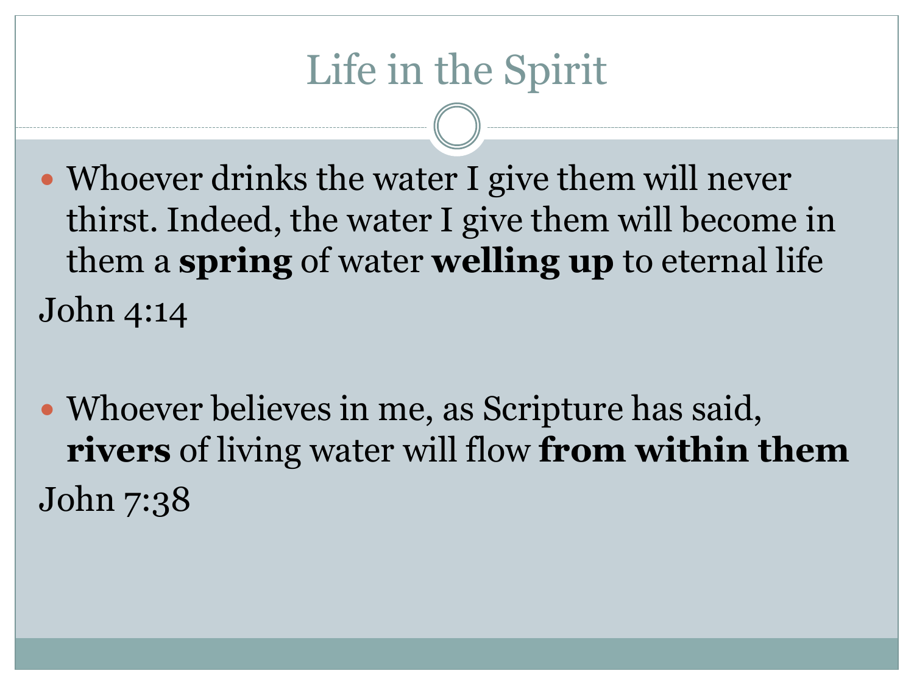# Life in the Spirit

- Whoever drinks the water I give them will never thirst. Indeed, the water I give them will become in them a **spring** of water **welling up** to eternal life

John 4:14

- Whoever believes in me, as Scripture has said, **rivers** of living water will flow **from within them**

John 7:38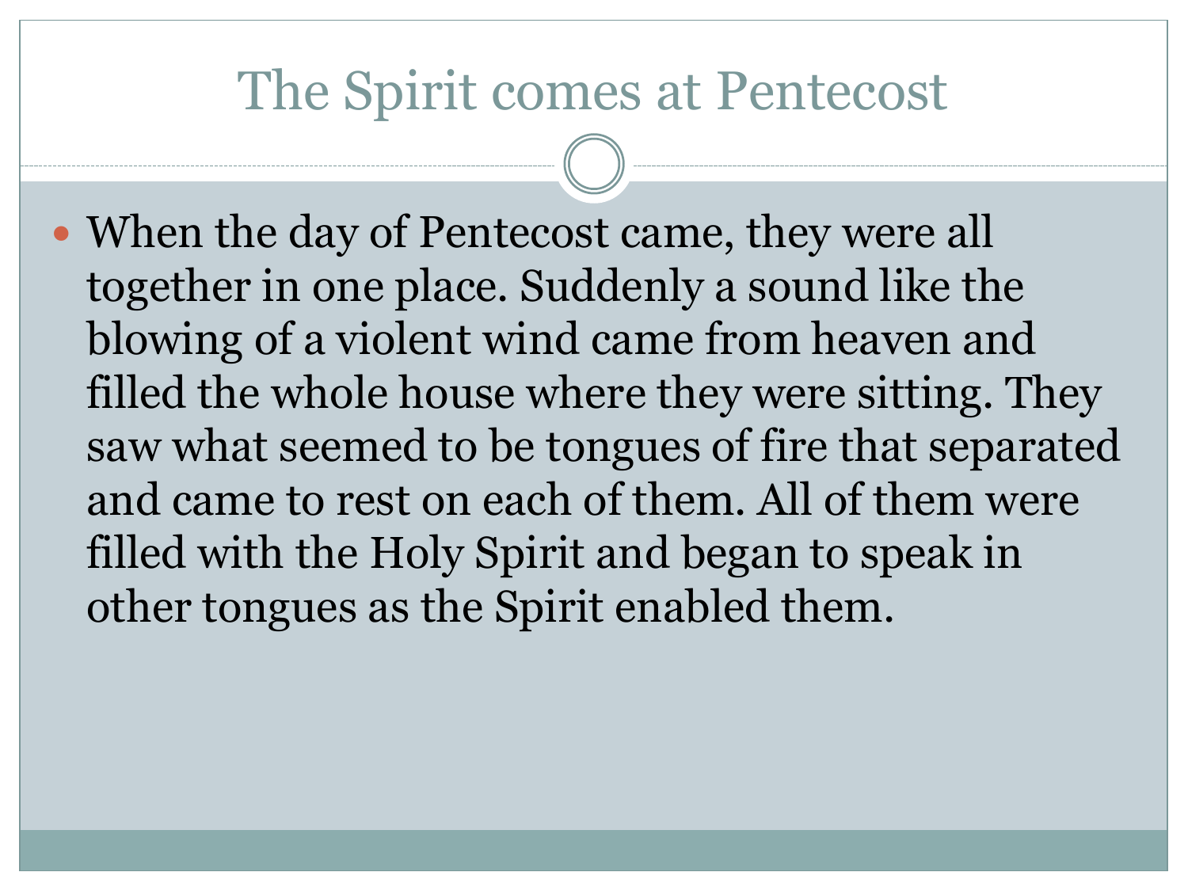# The Spirit comes at Pentecost

- When the day of Pentecost came, they were all together in one place. Suddenly a sound like the blowing of a violent wind came from heaven and filled the whole house where they were sitting. They saw what seemed to be tongues of fire that separated and came to rest on each of them. All of them were filled with the Holy Spirit and began to speak in other tongues as the Spirit enabled them.